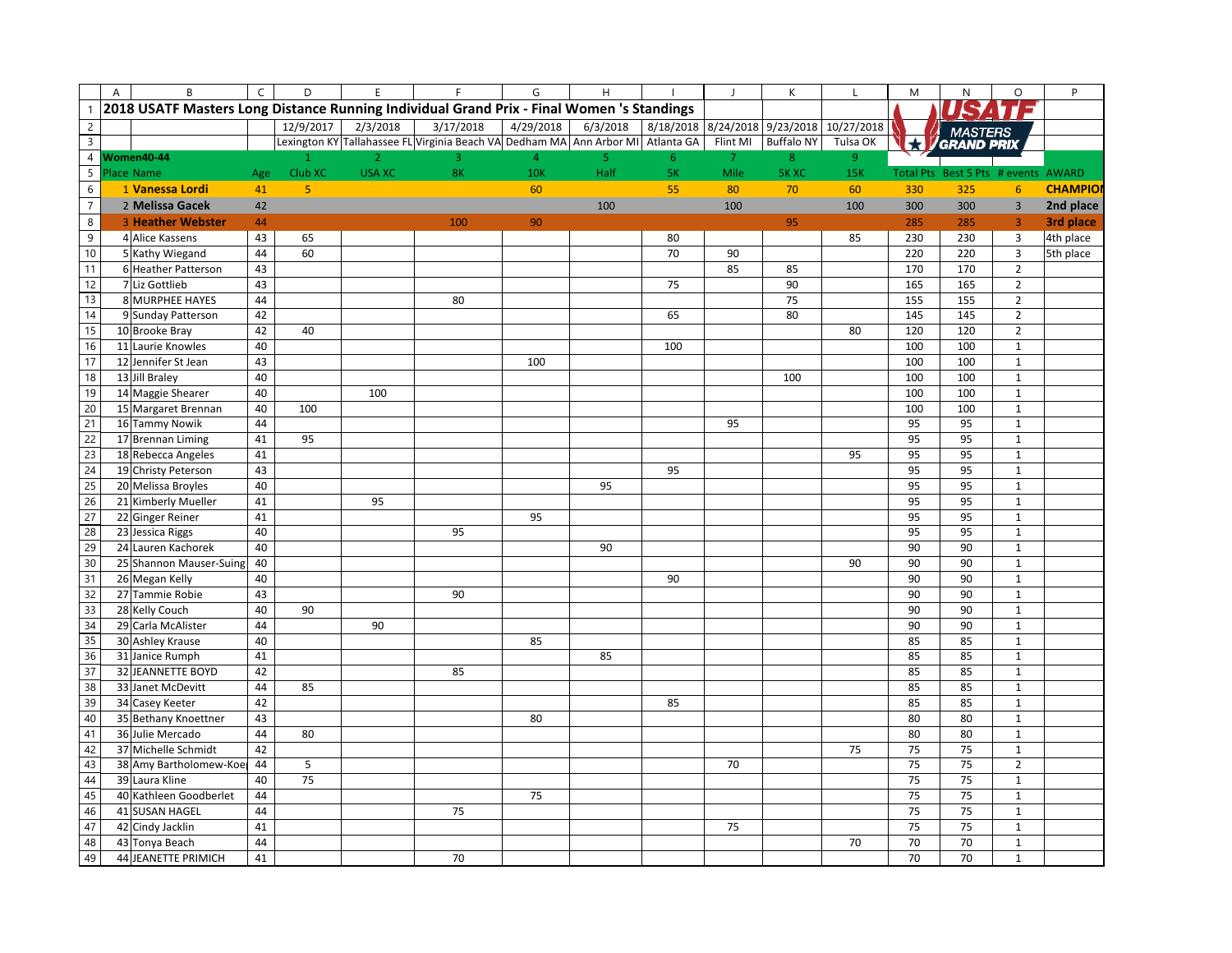# 2018 USATF Masters Long Distance Running Individual Grand Prix - Final Women 's Standings

| | | | 12/9/2017 | 2/3/2018 | 3/17/2018 | 4/29/2018 | 6/3/2018 | 8/18/2018 | 8/24/2018 | 9/23/2018 | 10/27/2018 | | | | |
|---|---|---|---|---|---|---|---|---|---|---|---|---|---|---|---|
| | | | Lexington KY | Tallahassee FL | Virginia Beach VA | Dedham MA | Ann Arbor MI | Atlanta GA | Flint MI | Buffalo NY | Tulsa OK | | | | |
| **Women40-44** | | | 1 | 2 | 3 | 4 | 5 | 6 | 7 | 8 | 9 | | | | |
| Place | Name | Age | Club XC | USA XC | 8K | 10K | Half | 5K | Mile | 5K XC | 15K | Total Pts | Best 5 Pts | # events | AWARD |
| 1 | **Vanessa Lordi** | 41 | 5 | | | 60 | | 55 | 80 | 70 | 60 | 330 | 325 | 6 | **CHAMPION** |
| 2 | **Melissa Gacek** | 42 | | | | | 100 | | 100 | | 100 | 300 | 300 | 3 | **2nd place** |
| 3 | **Heather Webster** | 44 | | | 100 | 90 | | | | 95 | | 285 | 285 | 3 | **3rd place** |
| 4 | Alice Kassens | 43 | 65 | | | | | 80 | | | 85 | 230 | 230 | 3 | 4th place |
| 5 | Kathy Wiegand | 44 | 60 | | | | | 70 | 90 | | | 220 | 220 | 3 | 5th place |
| 6 | Heather Patterson | 43 | | | | | | | 85 | 85 | | 170 | 170 | 2 | |
| 7 | Liz Gottlieb | 43 | | | | | | 75 | | 90 | | 165 | 165 | 2 | |
| 8 | MURPHEE HAYES | 44 | | | 80 | | | | | 75 | | 155 | 155 | 2 | |
| 9 | Sunday Patterson | 42 | | | | | | 65 | | 80 | | 145 | 145 | 2 | |
| 10 | Brooke Bray | 42 | 40 | | | | | | | | 80 | 120 | 120 | 2 | |
| 11 | Laurie Knowles | 40 | | | | | | 100 | | | | 100 | 100 | 1 | |
| 12 | Jennifer St Jean | 43 | | | | 100 | | | | | | 100 | 100 | 1 | |
| 13 | Jill Braley | 40 | | | | | | | | 100 | | 100 | 100 | 1 | |
| 14 | Maggie Shearer | 40 | | 100 | | | | | | | | 100 | 100 | 1 | |
| 15 | Margaret Brennan | 40 | 100 | | | | | | | | | 100 | 100 | 1 | |
| 16 | Tammy Nowik | 44 | | | | | | | 95 | | | 95 | 95 | 1 | |
| 17 | Brennan Liming | 41 | 95 | | | | | | | | | 95 | 95 | 1 | |
| 18 | Rebecca Angeles | 41 | | | | | | | | | 95 | 95 | 95 | 1 | |
| 19 | Christy Peterson | 43 | | | | | | 95 | | | | 95 | 95 | 1 | |
| 20 | Melissa Broyles | 40 | | | | | 95 | | | | | 95 | 95 | 1 | |
| 21 | Kimberly Mueller | 41 | | 95 | | | | | | | | 95 | 95 | 1 | |
| 22 | Ginger Reiner | 41 | | | | 95 | | | | | | 95 | 95 | 1 | |
| 23 | Jessica Riggs | 40 | | | 95 | | | | | | | 95 | 95 | 1 | |
| 24 | Lauren Kachorek | 40 | | | | | 90 | | | | | 90 | 90 | 1 | |
| 25 | Shannon Mauser-Suing | 40 | | | | | | | | | 90 | 90 | 90 | 1 | |
| 26 | Megan Kelly | 40 | | | | | | 90 | | | | 90 | 90 | 1 | |
| 27 | Tammie Robie | 43 | | | 90 | | | | | | | 90 | 90 | 1 | |
| 28 | Kelly Couch | 40 | 90 | | | | | | | | | 90 | 90 | 1 | |
| 29 | Carla McAlister | 44 | | 90 | | | | | | | | 90 | 90 | 1 | |
| 30 | Ashley Krause | 40 | | | | 85 | | | | | | 85 | 85 | 1 | |
| 31 | Janice Rumph | 41 | | | | | 85 | | | | | 85 | 85 | 1 | |
| 32 | JEANNETTE BOYD | 42 | | | 85 | | | | | | | 85 | 85 | 1 | |
| 33 | Janet McDevitt | 44 | 85 | | | | | | | | | 85 | 85 | 1 | |
| 34 | Casey Keeter | 42 | | | | | | 85 | | | | 85 | 85 | 1 | |
| 35 | Bethany Knoettner | 43 | | | | 80 | | | | | | 80 | 80 | 1 | |
| 36 | Julie Mercado | 44 | 80 | | | | | | | | | 80 | 80 | 1 | |
| 37 | Michelle Schmidt | 42 | | | | | | | | | 75 | 75 | 75 | 1 | |
| 38 | Amy Bartholomew-Koe | 44 | 5 | | | | | | 70 | | | 75 | 75 | 2 | |
| 39 | Laura Kline | 40 | 75 | | | | | | | | | 75 | 75 | 1 | |
| 40 | Kathleen Goodberlet | 44 | | | | 75 | | | | | | 75 | 75 | 1 | |
| 41 | SUSAN HAGEL | 44 | | | 75 | | | | | | | 75 | 75 | 1 | |
| 42 | Cindy Jacklin | 41 | | | | | | | 75 | | | 75 | 75 | 1 | |
| 43 | Tonya Beach | 44 | | | | | | | | | 70 | 70 | 70 | 1 | |
| 44 | JEANETTE PRIMICH | 41 | | | 70 | | | | | | | 70 | 70 | 1 | |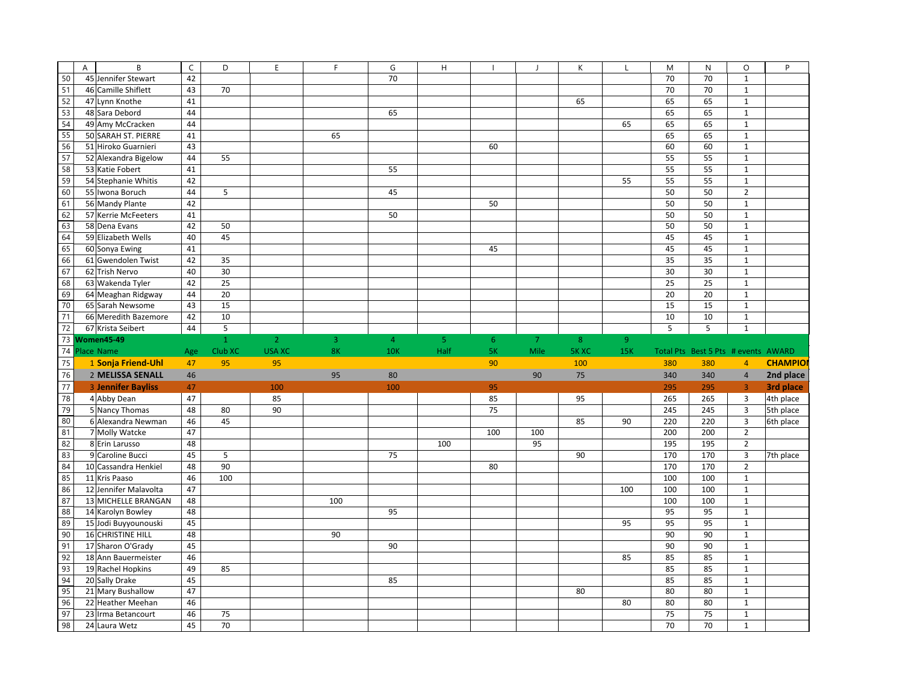| | A | B | C | D | E | F | G | H | I | J | K | L | M | N | O | P |
|---|---|---|---|---|---|---|---|---|---|---|---|---|---|---|---|---|
| 50 | 45 | Jennifer Stewart | 42 | | | | 70 | | | | | | 70 | 70 | 1 | |
| 51 | 46 | Camille Shiflett | 43 | 70 | | | | | | | | | 70 | 70 | 1 | |
| 52 | 47 | Lynn Knothe | 41 | | | | | | | | 65 | | 65 | 65 | 1 | |
| 53 | 48 | Sara Debord | 44 | | | | 65 | | | | | | 65 | 65 | 1 | |
| 54 | 49 | Amy McCracken | 44 | | | | | | | | | 65 | 65 | 65 | 1 | |
| 55 | 50 | SARAH ST. PIERRE | 41 | | | 65 | | | | | | | 65 | 65 | 1 | |
| 56 | 51 | Hiroko Guarnieri | 43 | | | | | | 60 | | | | 60 | 60 | 1 | |
| 57 | 52 | Alexandra Bigelow | 44 | 55 | | | | | | | | | 55 | 55 | 1 | |
| 58 | 53 | Katie Fobert | 41 | | | | 55 | | | | | | 55 | 55 | 1 | |
| 59 | 54 | Stephanie Whitis | 42 | | | | | | | | | 55 | 55 | 55 | 1 | |
| 60 | 55 | Iwona Boruch | 44 | 5 | | | 45 | | | | | | 50 | 50 | 2 | |
| 61 | 56 | Mandy Plante | 42 | | | | | | 50 | | | | 50 | 50 | 1 | |
| 62 | 57 | Kerrie McFeeters | 41 | | | | 50 | | | | | | 50 | 50 | 1 | |
| 63 | 58 | Dena Evans | 42 | 50 | | | | | | | | | 50 | 50 | 1 | |
| 64 | 59 | Elizabeth Wells | 40 | 45 | | | | | | | | | 45 | 45 | 1 | |
| 65 | 60 | Sonya Ewing | 41 | | | | | | 45 | | | | 45 | 45 | 1 | |
| 66 | 61 | Gwendolen Twist | 42 | 35 | | | | | | | | | 35 | 35 | 1 | |
| 67 | 62 | Trish Nervo | 40 | 30 | | | | | | | | | 30 | 30 | 1 | |
| 68 | 63 | Wakenda Tyler | 42 | 25 | | | | | | | | | 25 | 25 | 1 | |
| 69 | 64 | Meaghan Ridgway | 44 | 20 | | | | | | | | | 20 | 20 | 1 | |
| 70 | 65 | Sarah Newsome | 43 | 15 | | | | | | | | | 15 | 15 | 1 | |
| 71 | 66 | Meredith Bazemore | 42 | 10 | | | | | | | | | 10 | 10 | 1 | |
| 72 | 67 | Krista Seibert | 44 | 5 | | | | | | | | | 5 | 5 | 1 | |
| 73 | **Women45-49** | | | 1 | 2 | 3 | 4 | 5 | 6 | 7 | 8 | 9 | | | | |
| 74 | Place | Name | Age | Club XC | USA XC | 8K | 10K | Half | 5K | Mile | 5K XC | 15K | Total Pts | Best 5 Pts | # events | AWARD |
| 75 | 1 | **Sonja Friend-Uhl** | 47 | 95 | 95 | | | | 90 | | 100 | | 380 | 380 | 4 | **CHAMPION** |
| 76 | 2 | **MELISSA SENALL** | 46 | | | 95 | 80 | | | 90 | 75 | | 340 | 340 | 4 | **2nd place** |
| 77 | 3 | **Jennifer Bayliss** | 47 | | 100 | | 100 | | 95 | | | | 295 | 295 | 3 | **3rd place** |
| 78 | 4 | Abby Dean | 47 | | 85 | | | | 85 | | 95 | | 265 | 265 | 3 | 4th place |
| 79 | 5 | Nancy Thomas | 48 | 80 | 90 | | | | 75 | | | | 245 | 245 | 3 | 5th place |
| 80 | 6 | Alexandra Newman | 46 | 45 | | | | | | | 85 | 90 | 220 | 220 | 3 | 6th place |
| 81 | 7 | Molly Watcke | 47 | | | | | | 100 | 100 | | | 200 | 200 | 2 | |
| 82 | 8 | Erin Larusso | 48 | | | | | 100 | | 95 | | | 195 | 195 | 2 | |
| 83 | 9 | Caroline Bucci | 45 | 5 | | | 75 | | | | 90 | | 170 | 170 | 3 | 7th place |
| 84 | 10 | Cassandra Henkiel | 48 | 90 | | | | | 80 | | | | 170 | 170 | 2 | |
| 85 | 11 | Kris Paaso | 46 | 100 | | | | | | | | | 100 | 100 | 1 | |
| 86 | 12 | Jennifer Malavolta | 47 | | | | | | | | | 100 | 100 | 100 | 1 | |
| 87 | 13 | MICHELLE BRANGAN | 48 | | | 100 | | | | | | | 100 | 100 | 1 | |
| 88 | 14 | Karolyn Bowley | 48 | | | | 95 | | | | | | 95 | 95 | 1 | |
| 89 | 15 | Jodi Buyyounouski | 45 | | | | | | | | | 95 | 95 | 95 | 1 | |
| 90 | 16 | CHRISTINE HILL | 48 | | | 90 | | | | | | | 90 | 90 | 1 | |
| 91 | 17 | Sharon O'Grady | 45 | | | | 90 | | | | | | 90 | 90 | 1 | |
| 92 | 18 | Ann Bauermeister | 46 | | | | | | | | | 85 | 85 | 85 | 1 | |
| 93 | 19 | Rachel Hopkins | 49 | 85 | | | | | | | | | 85 | 85 | 1 | |
| 94 | 20 | Sally Drake | 45 | | | | 85 | | | | | | 85 | 85 | 1 | |
| 95 | 21 | Mary Bushallow | 47 | | | | | | | | 80 | | 80 | 80 | 1 | |
| 96 | 22 | Heather Meehan | 46 | | | | | | | | | 80 | 80 | 80 | 1 | |
| 97 | 23 | Irma Betancourt | 46 | 75 | | | | | | | | | 75 | 75 | 1 | |
| 98 | 24 | Laura Wetz | 45 | 70 | | | | | | | | | 70 | 70 | 1 | |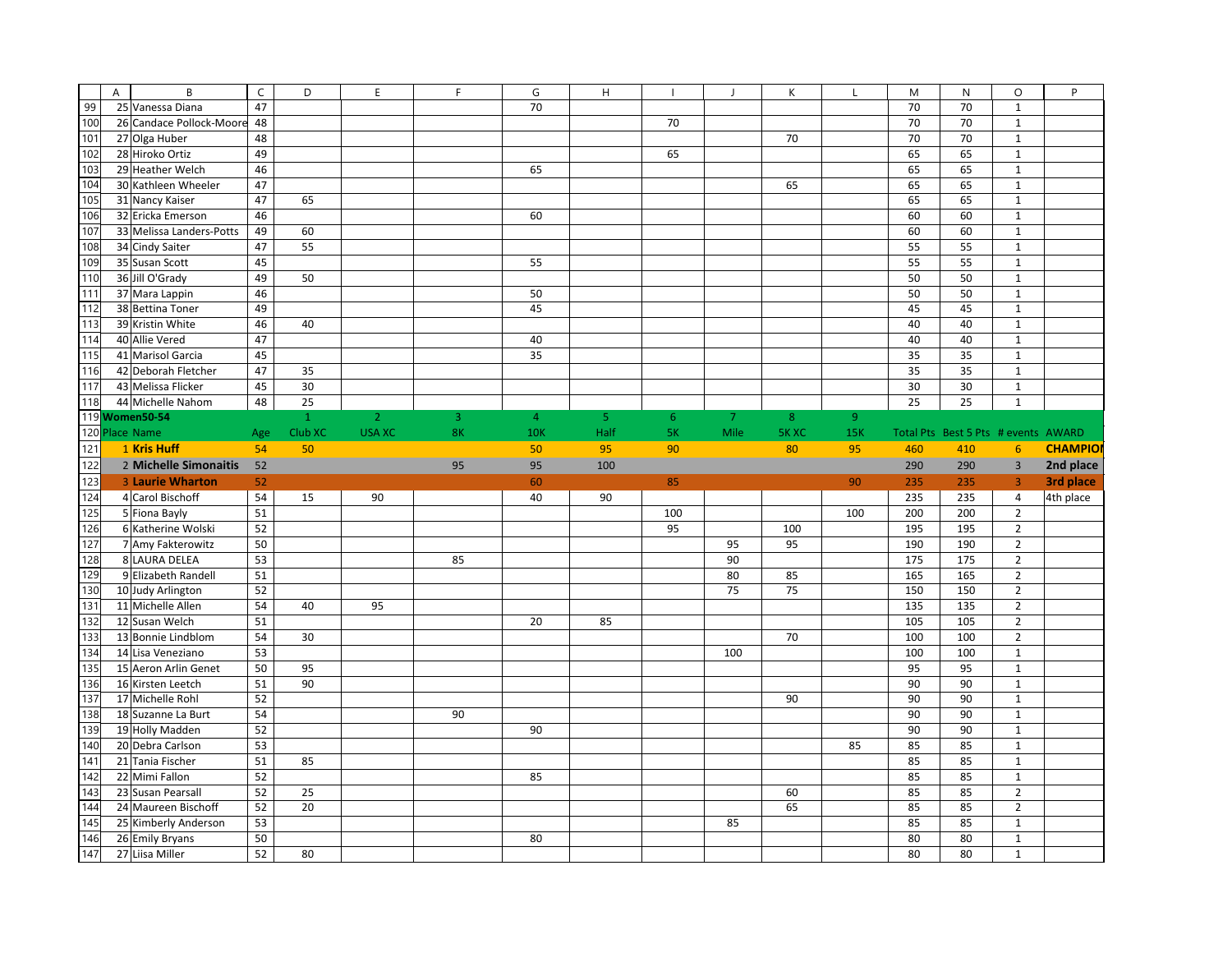| | A | B | C | D | E | F | G | H | I | J | K | L | M | N | O | P |
|---|---|---|---|---|---|---|---|---|---|---|---|---|---|---|---|---|
| 99 | 25 | Vanessa Diana | 47 | | | | 70 | | | | | | 70 | 70 | 1 | |
| 100 | 26 | Candace Pollock-Moore | 48 | | | | | | 70 | | | | 70 | 70 | 1 | |
| 101 | 27 | Olga Huber | 48 | | | | | | | | 70 | | 70 | 70 | 1 | |
| 102 | 28 | Hiroko Ortiz | 49 | | | | | | 65 | | | | 65 | 65 | 1 | |
| 103 | 29 | Heather Welch | 46 | | | | 65 | | | | | | 65 | 65 | 1 | |
| 104 | 30 | Kathleen Wheeler | 47 | | | | | | | | 65 | | 65 | 65 | 1 | |
| 105 | 31 | Nancy Kaiser | 47 | 65 | | | | | | | | | 65 | 65 | 1 | |
| 106 | 32 | Ericka Emerson | 46 | | | | 60 | | | | | | 60 | 60 | 1 | |
| 107 | 33 | Melissa Landers-Potts | 49 | 60 | | | | | | | | | 60 | 60 | 1 | |
| 108 | 34 | Cindy Saiter | 47 | 55 | | | | | | | | | 55 | 55 | 1 | |
| 109 | 35 | Susan Scott | 45 | | | | 55 | | | | | | 55 | 55 | 1 | |
| 110 | 36 | Jill O'Grady | 49 | 50 | | | | | | | | | 50 | 50 | 1 | |
| 111 | 37 | Mara Lappin | 46 | | | | 50 | | | | | | 50 | 50 | 1 | |
| 112 | 38 | Bettina Toner | 49 | | | | 45 | | | | | | 45 | 45 | 1 | |
| 113 | 39 | Kristin White | 46 | 40 | | | | | | | | | 40 | 40 | 1 | |
| 114 | 40 | Allie Vered | 47 | | | | 40 | | | | | | 40 | 40 | 1 | |
| 115 | 41 | Marisol Garcia | 45 | | | | 35 | | | | | | 35 | 35 | 1 | |
| 116 | 42 | Deborah Fletcher | 47 | 35 | | | | | | | | | 35 | 35 | 1 | |
| 117 | 43 | Melissa Flicker | 45 | 30 | | | | | | | | | 30 | 30 | 1 | |
| 118 | 44 | Michelle Nahom | 48 | 25 | | | | | | | | | 25 | 25 | 1 | |
| 119 | **Women50-54** | | | 1 | 2 | 3 | 4 | 5 | 6 | 7 | 8 | 9 | | | | |
| 120 | Place | Name | Age | Club XC | USA XC | 8K | 10K | Half | 5K | Mile | 5K XC | 15K | Total Pts | Best 5 Pts | # events | AWARD |
| 121 | 1 | **Kris Huff** | 54 | 50 | | | 50 | 95 | 90 | | 80 | 95 | 460 | 410 | 6 | **CHAMPION** |
| 122 | 2 | **Michelle Simonaitis** | 52 | | | 95 | 95 | 100 | | | | | 290 | 290 | 3 | **2nd place** |
| 123 | 3 | **Laurie Wharton** | 52 | | | | 60 | | 85 | | | 90 | 235 | 235 | 3 | **3rd place** |
| 124 | 4 | Carol Bischoff | 54 | 15 | 90 | | 40 | 90 | | | | | 235 | 235 | 4 | 4th place |
| 125 | 5 | Fiona Bayly | 51 | | | | | | 100 | | | 100 | 200 | 200 | 2 | |
| 126 | 6 | Katherine Wolski | 52 | | | | | | 95 | | 100 | | 195 | 195 | 2 | |
| 127 | 7 | Amy Fakterowitz | 50 | | | | | | | 95 | 95 | | 190 | 190 | 2 | |
| 128 | 8 | LAURA DELEA | 53 | | | 85 | | | | 90 | | | 175 | 175 | 2 | |
| 129 | 9 | Elizabeth Randell | 51 | | | | | | | 80 | 85 | | 165 | 165 | 2 | |
| 130 | 10 | Judy Arlington | 52 | | | | | | | 75 | 75 | | 150 | 150 | 2 | |
| 131 | 11 | Michelle Allen | 54 | 40 | 95 | | | | | | | | 135 | 135 | 2 | |
| 132 | 12 | Susan Welch | 51 | | | | 20 | 85 | | | | | 105 | 105 | 2 | |
| 133 | 13 | Bonnie Lindblom | 54 | 30 | | | | | | | 70 | | 100 | 100 | 2 | |
| 134 | 14 | Lisa Veneziano | 53 | | | | | | | 100 | | | 100 | 100 | 1 | |
| 135 | 15 | Aeron Arlin Genet | 50 | 95 | | | | | | | | | 95 | 95 | 1 | |
| 136 | 16 | Kirsten Leetch | 51 | 90 | | | | | | | | | 90 | 90 | 1 | |
| 137 | 17 | Michelle Rohl | 52 | | | | | | | | 90 | | 90 | 90 | 1 | |
| 138 | 18 | Suzanne La Burt | 54 | | | 90 | | | | | | | 90 | 90 | 1 | |
| 139 | 19 | Holly Madden | 52 | | | | 90 | | | | | | 90 | 90 | 1 | |
| 140 | 20 | Debra Carlson | 53 | | | | | | | | | 85 | 85 | 85 | 1 | |
| 141 | 21 | Tania Fischer | 51 | 85 | | | | | | | | | 85 | 85 | 1 | |
| 142 | 22 | Mimi Fallon | 52 | | | | 85 | | | | | | 85 | 85 | 1 | |
| 143 | 23 | Susan Pearsall | 52 | 25 | | | | | | | 60 | | 85 | 85 | 2 | |
| 144 | 24 | Maureen Bischoff | 52 | 20 | | | | | | | 65 | | 85 | 85 | 2 | |
| 145 | 25 | Kimberly Anderson | 53 | | | | | | | 85 | | | 85 | 85 | 1 | |
| 146 | 26 | Emily Bryans | 50 | | | | 80 | | | | | | 80 | 80 | 1 | |
| 147 | 27 | Liisa Miller | 52 | 80 | | | | | | | | | 80 | 80 | 1 | |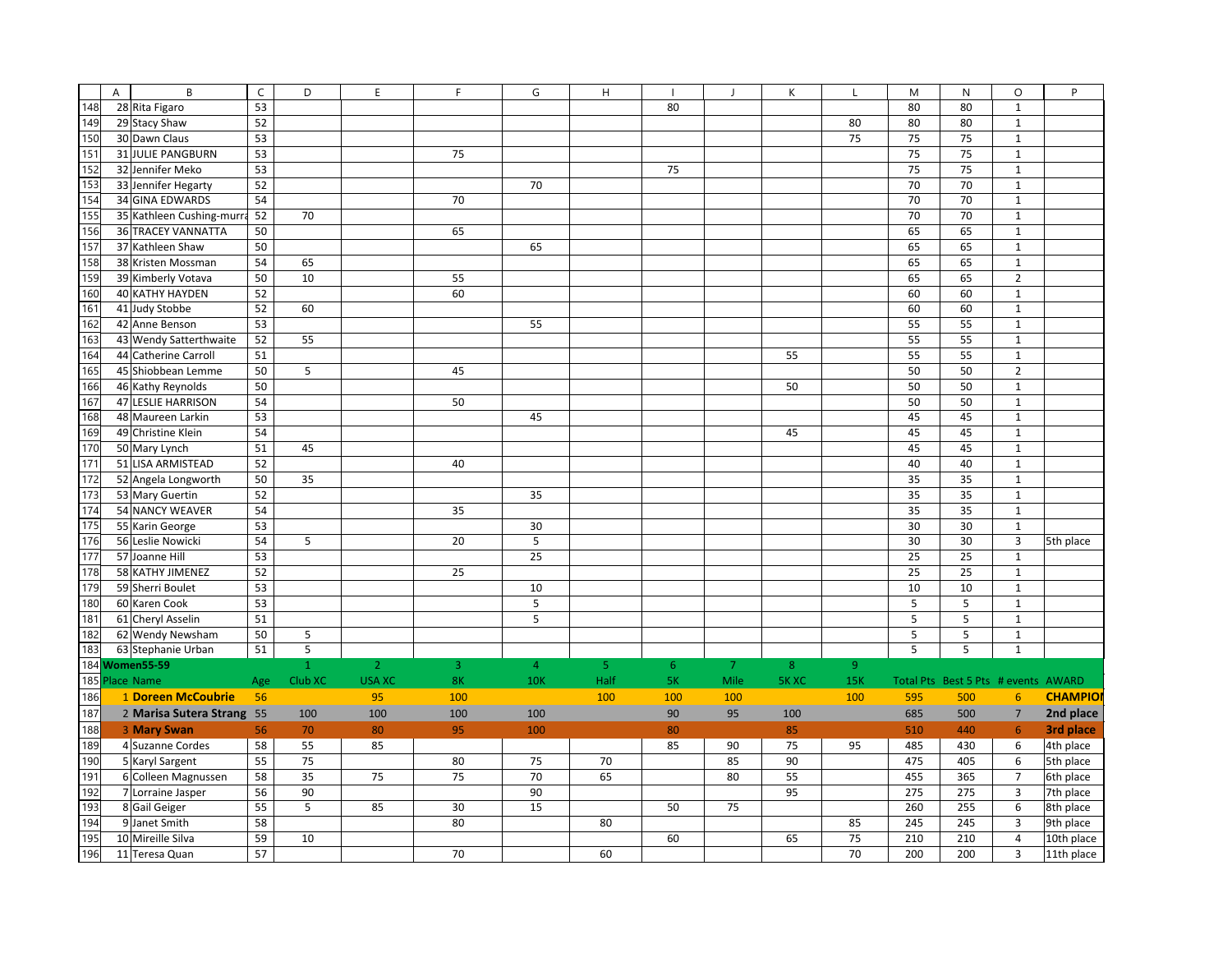| | A | B | C | D | E | F | G | H | I | J | K | L | M | N | O | P |
|---|---|---|---|---|---|---|---|---|---|---|---|---|---|---|---|---|
| 148 | 28 | Rita Figaro | 53 | | | | | | 80 | | | | 80 | 80 | 1 | |
| 149 | 29 | Stacy Shaw | 52 | | | | | | | | | 80 | 80 | 80 | 1 | |
| 150 | 30 | Dawn Claus | 53 | | | | | | | | | 75 | 75 | 75 | 1 | |
| 151 | 31 | JULIE PANGBURN | 53 | | | 75 | | | | | | | 75 | 75 | 1 | |
| 152 | 32 | Jennifer Meko | 53 | | | | | | 75 | | | | 75 | 75 | 1 | |
| 153 | 33 | Jennifer Hegarty | 52 | | | | 70 | | | | | | 70 | 70 | 1 | |
| 154 | 34 | GINA EDWARDS | 54 | | | 70 | | | | | | | 70 | 70 | 1 | |
| 155 | 35 | Kathleen Cushing-murra | 52 | 70 | | | | | | | | | 70 | 70 | 1 | |
| 156 | 36 | TRACEY VANNATTA | 50 | | | 65 | | | | | | | 65 | 65 | 1 | |
| 157 | 37 | Kathleen Shaw | 50 | | | | 65 | | | | | | 65 | 65 | 1 | |
| 158 | 38 | Kristen Mossman | 54 | 65 | | | | | | | | | 65 | 65 | 1 | |
| 159 | 39 | Kimberly Votava | 50 | 10 | | 55 | | | | | | | 65 | 65 | 2 | |
| 160 | 40 | KATHY HAYDEN | 52 | | | 60 | | | | | | | 60 | 60 | 1 | |
| 161 | 41 | Judy Stobbe | 52 | 60 | | | | | | | | | 60 | 60 | 1 | |
| 162 | 42 | Anne Benson | 53 | | | | 55 | | | | | | 55 | 55 | 1 | |
| 163 | 43 | Wendy Satterthwaite | 52 | 55 | | | | | | | | | 55 | 55 | 1 | |
| 164 | 44 | Catherine Carroll | 51 | | | | | | | | 55 | | 55 | 55 | 1 | |
| 165 | 45 | Shiobbean Lemme | 50 | 5 | | 45 | | | | | | | 50 | 50 | 2 | |
| 166 | 46 | Kathy Reynolds | 50 | | | | | | | | 50 | | 50 | 50 | 1 | |
| 167 | 47 | LESLIE HARRISON | 54 | | | 50 | | | | | | | 50 | 50 | 1 | |
| 168 | 48 | Maureen Larkin | 53 | | | | 45 | | | | | | 45 | 45 | 1 | |
| 169 | 49 | Christine Klein | 54 | | | | | | | | 45 | | 45 | 45 | 1 | |
| 170 | 50 | Mary Lynch | 51 | 45 | | | | | | | | | 45 | 45 | 1 | |
| 171 | 51 | LISA ARMISTEAD | 52 | | | 40 | | | | | | | 40 | 40 | 1 | |
| 172 | 52 | Angela Longworth | 50 | 35 | | | | | | | | | 35 | 35 | 1 | |
| 173 | 53 | Mary Guertin | 52 | | | | 35 | | | | | | 35 | 35 | 1 | |
| 174 | 54 | NANCY WEAVER | 54 | | | 35 | | | | | | | 35 | 35 | 1 | |
| 175 | 55 | Karin George | 53 | | | | 30 | | | | | | 30 | 30 | 1 | |
| 176 | 56 | Leslie Nowicki | 54 | 5 | | 20 | 5 | | | | | | 30 | 30 | 3 | 5th place |
| 177 | 57 | Joanne Hill | 53 | | | | 25 | | | | | | 25 | 25 | 1 | |
| 178 | 58 | KATHY JIMENEZ | 52 | | | 25 | | | | | | | 25 | 25 | 1 | |
| 179 | 59 | Sherri Boulet | 53 | | | | 10 | | | | | | 10 | 10 | 1 | |
| 180 | 60 | Karen Cook | 53 | | | | 5 | | | | | | 5 | 5 | 1 | |
| 181 | 61 | Cheryl Asselin | 51 | | | | 5 | | | | | | 5 | 5 | 1 | |
| 182 | 62 | Wendy Newsham | 50 | 5 | | | | | | | | | 5 | 5 | 1 | |
| 183 | 63 | Stephanie Urban | 51 | 5 | | | | | | | | | 5 | 5 | 1 | |
| 184 | **Women55-59** | | | 1 | 2 | 3 | 4 | 5 | 6 | 7 | 8 | 9 | | | | |
| 185 | Place | Name | Age | Club XC | USA XC | 8K | 10K | Half | 5K | Mile | 5K XC | 15K | Total Pts | Best 5 Pts | # events | AWARD |
| 186 | 1 | **Doreen McCoubrie** | 56 | | 95 | 100 | | 100 | 100 | 100 | | 100 | 595 | 500 | 6 | **CHAMPION** |
| 187 | 2 | **Marisa Sutera Strang** | 55 | 100 | 100 | 100 | 100 | | 90 | 95 | 100 | | 685 | 500 | 7 | **2nd place** |
| 188 | 3 | **Mary Swan** | 56 | 70 | 80 | 95 | 100 | | 80 | | 85 | | 510 | 440 | 6 | **3rd place** |
| 189 | 4 | Suzanne Cordes | 58 | 55 | 85 | | | | 85 | 90 | 75 | 95 | 485 | 430 | 6 | 4th place |
| 190 | 5 | Karyl Sargent | 55 | 75 | | 80 | 75 | 70 | | 85 | 90 | | 475 | 405 | 6 | 5th place |
| 191 | 6 | Colleen Magnussen | 58 | 35 | 75 | 75 | 70 | 65 | | 80 | 55 | | 455 | 365 | 7 | 6th place |
| 192 | 7 | Lorraine Jasper | 56 | 90 | | | 90 | | | | 95 | | 275 | 275 | 3 | 7th place |
| 193 | 8 | Gail Geiger | 55 | 5 | 85 | 30 | 15 | | 50 | 75 | | | 260 | 255 | 6 | 8th place |
| 194 | 9 | Janet Smith | 58 | | | 80 | | 80 | | | | 85 | 245 | 245 | 3 | 9th place |
| 195 | 10 | Mireille Silva | 59 | 10 | | | | | 60 | | 65 | 75 | 210 | 210 | 4 | 10th place |
| 196 | 11 | Teresa Quan | 57 | | | 70 | | 60 | | | | 70 | 200 | 200 | 3 | 11th place |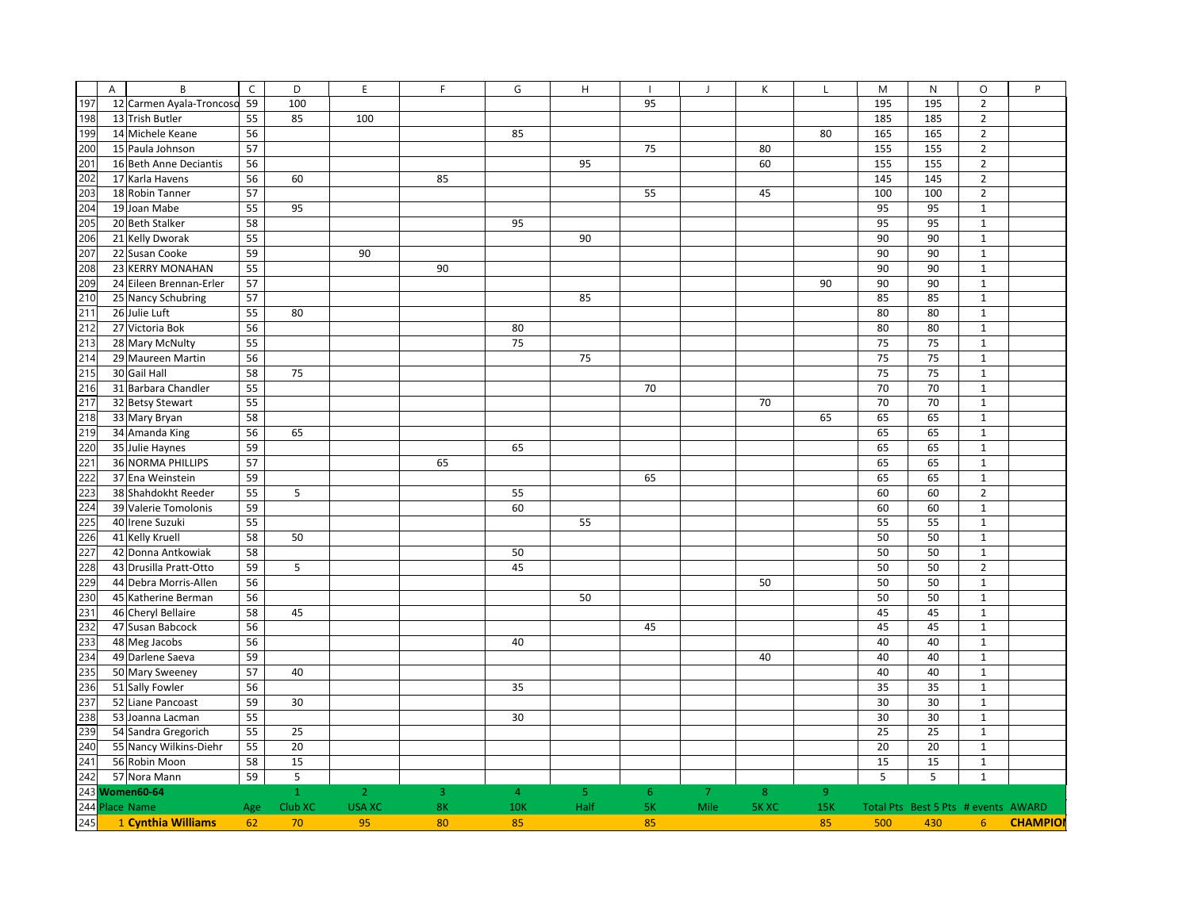| | A | B | C | D | E | F | G | H | I | J | K | L | M | N | O | P |
|---|---|---|---|---|---|---|---|---|---|---|---|---|---|---|---|---|
| 197 | 12 | Carmen Ayala-Troncoso | 59 | 100 | | | | | 95 | | | | 195 | 195 | 2 | |
| 198 | 13 | Trish Butler | 55 | 85 | 100 | | | | | | | | 185 | 185 | 2 | |
| 199 | 14 | Michele Keane | 56 | | | | 85 | | | | | 80 | 165 | 165 | 2 | |
| 200 | 15 | Paula Johnson | 57 | | | | | | 75 | | 80 | | 155 | 155 | 2 | |
| 201 | 16 | Beth Anne Deciantis | 56 | | | | | 95 | | | 60 | | 155 | 155 | 2 | |
| 202 | 17 | Karla Havens | 56 | 60 | | 85 | | | | | | | 145 | 145 | 2 | |
| 203 | 18 | Robin Tanner | 57 | | | | | | 55 | | 45 | | 100 | 100 | 2 | |
| 204 | 19 | Joan Mabe | 55 | 95 | | | | | | | | | 95 | 95 | 1 | |
| 205 | 20 | Beth Stalker | 58 | | | | 95 | | | | | | 95 | 95 | 1 | |
| 206 | 21 | Kelly Dworak | 55 | | | | | 90 | | | | | 90 | 90 | 1 | |
| 207 | 22 | Susan Cooke | 59 | | 90 | | | | | | | | 90 | 90 | 1 | |
| 208 | 23 | KERRY MONAHAN | 55 | | | 90 | | | | | | | 90 | 90 | 1 | |
| 209 | 24 | Eileen Brennan-Erler | 57 | | | | | | | | | 90 | 90 | 90 | 1 | |
| 210 | 25 | Nancy Schubring | 57 | | | | | 85 | | | | | 85 | 85 | 1 | |
| 211 | 26 | Julie Luft | 55 | 80 | | | | | | | | | 80 | 80 | 1 | |
| 212 | 27 | Victoria Bok | 56 | | | | 80 | | | | | | 80 | 80 | 1 | |
| 213 | 28 | Mary McNulty | 55 | | | | 75 | | | | | | 75 | 75 | 1 | |
| 214 | 29 | Maureen Martin | 56 | | | | | 75 | | | | | 75 | 75 | 1 | |
| 215 | 30 | Gail Hall | 58 | 75 | | | | | | | | | 75 | 75 | 1 | |
| 216 | 31 | Barbara Chandler | 55 | | | | | | 70 | | | | 70 | 70 | 1 | |
| 217 | 32 | Betsy Stewart | 55 | | | | | | | | 70 | | 70 | 70 | 1 | |
| 218 | 33 | Mary Bryan | 58 | | | | | | | | | 65 | 65 | 65 | 1 | |
| 219 | 34 | Amanda King | 56 | 65 | | | | | | | | | 65 | 65 | 1 | |
| 220 | 35 | Julie Haynes | 59 | | | | 65 | | | | | | 65 | 65 | 1 | |
| 221 | 36 | NORMA PHILLIPS | 57 | | | 65 | | | | | | | 65 | 65 | 1 | |
| 222 | 37 | Ena Weinstein | 59 | | | | | | 65 | | | | 65 | 65 | 1 | |
| 223 | 38 | Shahdokht Reeder | 55 | 5 | | | 55 | | | | | | 60 | 60 | 2 | |
| 224 | 39 | Valerie Tomolonis | 59 | | | | 60 | | | | | | 60 | 60 | 1 | |
| 225 | 40 | Irene Suzuki | 55 | | | | | 55 | | | | | 55 | 55 | 1 | |
| 226 | 41 | Kelly Kruell | 58 | 50 | | | | | | | | | 50 | 50 | 1 | |
| 227 | 42 | Donna Antkowiak | 58 | | | | 50 | | | | | | 50 | 50 | 1 | |
| 228 | 43 | Drusilla Pratt-Otto | 59 | 5 | | | 45 | | | | | | 50 | 50 | 2 | |
| 229 | 44 | Debra Morris-Allen | 56 | | | | | | | | 50 | | 50 | 50 | 1 | |
| 230 | 45 | Katherine Berman | 56 | | | | | 50 | | | | | 50 | 50 | 1 | |
| 231 | 46 | Cheryl Bellaire | 58 | 45 | | | | | | | | | 45 | 45 | 1 | |
| 232 | 47 | Susan Babcock | 56 | | | | | | 45 | | | | 45 | 45 | 1 | |
| 233 | 48 | Meg Jacobs | 56 | | | | 40 | | | | | | 40 | 40 | 1 | |
| 234 | 49 | Darlene Saeva | 59 | | | | | | | | 40 | | 40 | 40 | 1 | |
| 235 | 50 | Mary Sweeney | 57 | 40 | | | | | | | | | 40 | 40 | 1 | |
| 236 | 51 | Sally Fowler | 56 | | | | 35 | | | | | | 35 | 35 | 1 | |
| 237 | 52 | Liane Pancoast | 59 | 30 | | | | | | | | | 30 | 30 | 1 | |
| 238 | 53 | Joanna Lacman | 55 | | | | 30 | | | | | | 30 | 30 | 1 | |
| 239 | 54 | Sandra Gregorich | 55 | 25 | | | | | | | | | 25 | 25 | 1 | |
| 240 | 55 | Nancy Wilkins-Diehr | 55 | 20 | | | | | | | | | 20 | 20 | 1 | |
| 241 | 56 | Robin Moon | 58 | 15 | | | | | | | | | 15 | 15 | 1 | |
| 242 | 57 | Nora Mann | 59 | 5 | | | | | | | | | 5 | 5 | 1 | |
| 243 | **Women60-64** | | | 1 | 2 | 3 | 4 | 5 | 6 | 7 | 8 | 9 | | | | |
| 244 | Place | Name | Age | Club XC | USA XC | 8K | 10K | Half | 5K | Mile | 5K XC | 15K | Total Pts | Best 5 Pts | # events | AWARD |
| 245 | 1 | **Cynthia Williams** | 62 | 70 | 95 | 80 | 85 | | 85 | | | 85 | 500 | 430 | 6 | **CHAMPION** |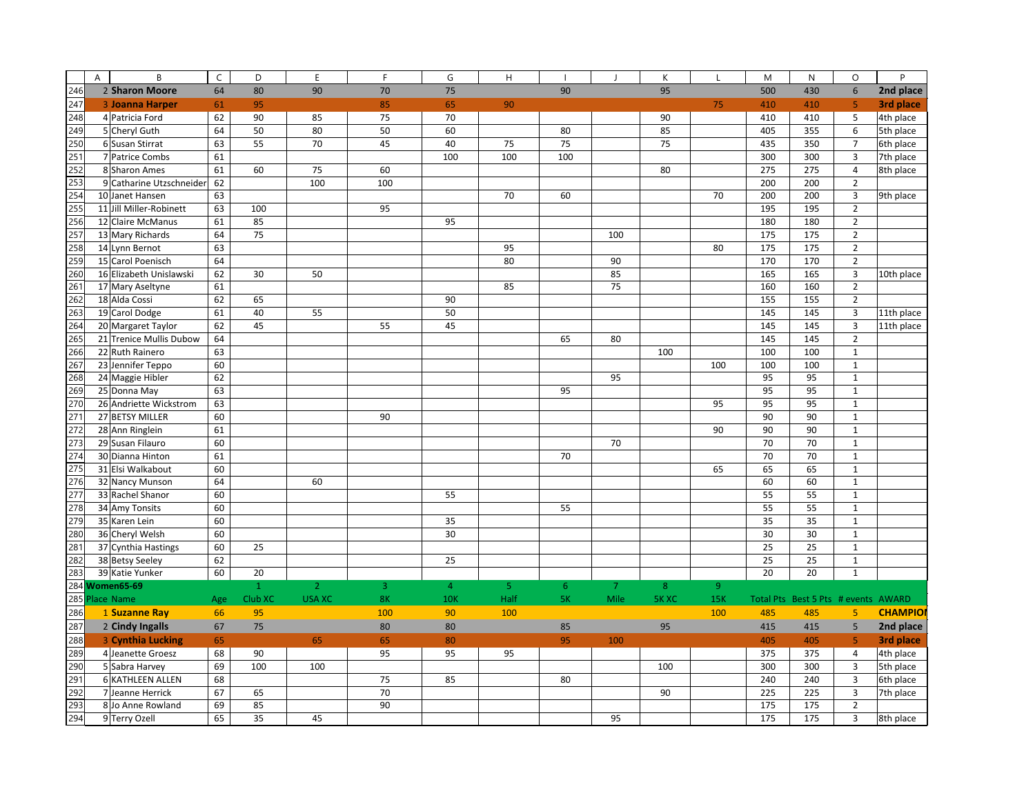| | A | B | C | D | E | F | G | H | I | J | K | L | M | N | O | P |
|---|---|---|---|---|---|---|---|---|---|---|---|---|---|---|---|---|
| 246 | 2 | **Sharon Moore** | 64 | 80 | 90 | 70 | 75 | | 90 | | 95 | | 500 | 430 | 6 | **2nd place** |
| 247 | 3 | **Joanna Harper** | 61 | 95 | | 85 | 65 | 90 | | | | 75 | 410 | 410 | 5 | **3rd place** |
| 248 | 4 | Patricia Ford | 62 | 90 | 85 | 75 | 70 | | | | 90 | | 410 | 410 | 5 | 4th place |
| 249 | 5 | Cheryl Guth | 64 | 50 | 80 | 50 | 60 | | 80 | | 85 | | 405 | 355 | 6 | 5th place |
| 250 | 6 | Susan Stirrat | 63 | 55 | 70 | 45 | 40 | 75 | 75 | | 75 | | 435 | 350 | 7 | 6th place |
| 251 | 7 | Patrice Combs | 61 | | | | 100 | 100 | 100 | | | | 300 | 300 | 3 | 7th place |
| 252 | 8 | Sharon Ames | 61 | 60 | 75 | 60 | | | | | 80 | | 275 | 275 | 4 | 8th place |
| 253 | 9 | Catharine Utzschneider | 62 | | 100 | 100 | | | | | | | 200 | 200 | 2 | |
| 254 | 10 | Janet Hansen | 63 | | | | | 70 | 60 | | | 70 | 200 | 200 | 3 | 9th place |
| 255 | 11 | Jill Miller-Robinett | 63 | 100 | | 95 | | | | | | | 195 | 195 | 2 | |
| 256 | 12 | Claire McManus | 61 | 85 | | | 95 | | | | | | 180 | 180 | 2 | |
| 257 | 13 | Mary Richards | 64 | 75 | | | | | | 100 | | | 175 | 175 | 2 | |
| 258 | 14 | Lynn Bernot | 63 | | | | | 95 | | | | 80 | 175 | 175 | 2 | |
| 259 | 15 | Carol Poenisch | 64 | | | | | 80 | | 90 | | | 170 | 170 | 2 | |
| 260 | 16 | Elizabeth Unislawski | 62 | 30 | 50 | | | | | 85 | | | 165 | 165 | 3 | 10th place |
| 261 | 17 | Mary Aseltyne | 61 | | | | | 85 | | 75 | | | 160 | 160 | 2 | |
| 262 | 18 | Alda Cossi | 62 | 65 | | | 90 | | | | | | 155 | 155 | 2 | |
| 263 | 19 | Carol Dodge | 61 | 40 | 55 | | 50 | | | | | | 145 | 145 | 3 | 11th place |
| 264 | 20 | Margaret Taylor | 62 | 45 | | 55 | 45 | | | | | | 145 | 145 | 3 | 11th place |
| 265 | 21 | Trenice Mullis Dubow | 64 | | | | | | 65 | 80 | | | 145 | 145 | 2 | |
| 266 | 22 | Ruth Rainero | 63 | | | | | | | | 100 | | 100 | 100 | 1 | |
| 267 | 23 | Jennifer Teppo | 60 | | | | | | | | | 100 | 100 | 100 | 1 | |
| 268 | 24 | Maggie Hibler | 62 | | | | | | | 95 | | | 95 | 95 | 1 | |
| 269 | 25 | Donna May | 63 | | | | | | 95 | | | | 95 | 95 | 1 | |
| 270 | 26 | Andriette Wickstrom | 63 | | | | | | | | | 95 | 95 | 95 | 1 | |
| 271 | 27 | BETSY MILLER | 60 | | | 90 | | | | | | | 90 | 90 | 1 | |
| 272 | 28 | Ann Ringlein | 61 | | | | | | | | | 90 | 90 | 90 | 1 | |
| 273 | 29 | Susan Filauro | 60 | | | | | | | 70 | | | 70 | 70 | 1 | |
| 274 | 30 | Dianna Hinton | 61 | | | | | | 70 | | | | 70 | 70 | 1 | |
| 275 | 31 | Elsi Walkabout | 60 | | | | | | | | | 65 | 65 | 65 | 1 | |
| 276 | 32 | Nancy Munson | 64 | | 60 | | | | | | | | 60 | 60 | 1 | |
| 277 | 33 | Rachel Shanor | 60 | | | | 55 | | | | | | 55 | 55 | 1 | |
| 278 | 34 | Amy Tonsits | 60 | | | | | | 55 | | | | 55 | 55 | 1 | |
| 279 | 35 | Karen Lein | 60 | | | | 35 | | | | | | 35 | 35 | 1 | |
| 280 | 36 | Cheryl Welsh | 60 | | | | 30 | | | | | | 30 | 30 | 1 | |
| 281 | 37 | Cynthia Hastings | 60 | 25 | | | | | | | | | 25 | 25 | 1 | |
| 282 | 38 | Betsy Seeley | 62 | | | | 25 | | | | | | 25 | 25 | 1 | |
| 283 | 39 | Katie Yunker | 60 | 20 | | | | | | | | | 20 | 20 | 1 | |
| 284 | **Women65-69** | | | 1 | 2 | 3 | 4 | 5 | 6 | 7 | 8 | 9 | | | | |
| 285 | Place | Name | Age | Club XC | USA XC | 8K | 10K | Half | 5K | Mile | 5K XC | 15K | Total Pts | Best 5 Pts | # events | AWARD |
| 286 | 1 | **Suzanne Ray** | 66 | 95 | | 100 | 90 | 100 | | | | 100 | 485 | 485 | 5 | **CHAMPION** |
| 287 | 2 | **Cindy Ingalls** | 67 | 75 | | 80 | 80 | | 85 | | 95 | | 415 | 415 | 5 | **2nd place** |
| 288 | 3 | **Cynthia Lucking** | 65 | | 65 | 65 | 80 | | 95 | 100 | | | 405 | 405 | 5 | **3rd place** |
| 289 | 4 | Jeanette Groesz | 68 | 90 | | 95 | 95 | 95 | | | | | 375 | 375 | 4 | 4th place |
| 290 | 5 | Sabra Harvey | 69 | 100 | 100 | | | | | | 100 | | 300 | 300 | 3 | 5th place |
| 291 | 6 | KATHLEEN ALLEN | 68 | | | 75 | 85 | | 80 | | | | 240 | 240 | 3 | 6th place |
| 292 | 7 | Jeanne Herrick | 67 | 65 | | 70 | | | | | 90 | | 225 | 225 | 3 | 7th place |
| 293 | 8 | Jo Anne Rowland | 69 | 85 | | 90 | | | | | | | 175 | 175 | 2 | |
| 294 | 9 | Terry Ozell | 65 | 35 | 45 | | | | | 95 | | | 175 | 175 | 3 | 8th place |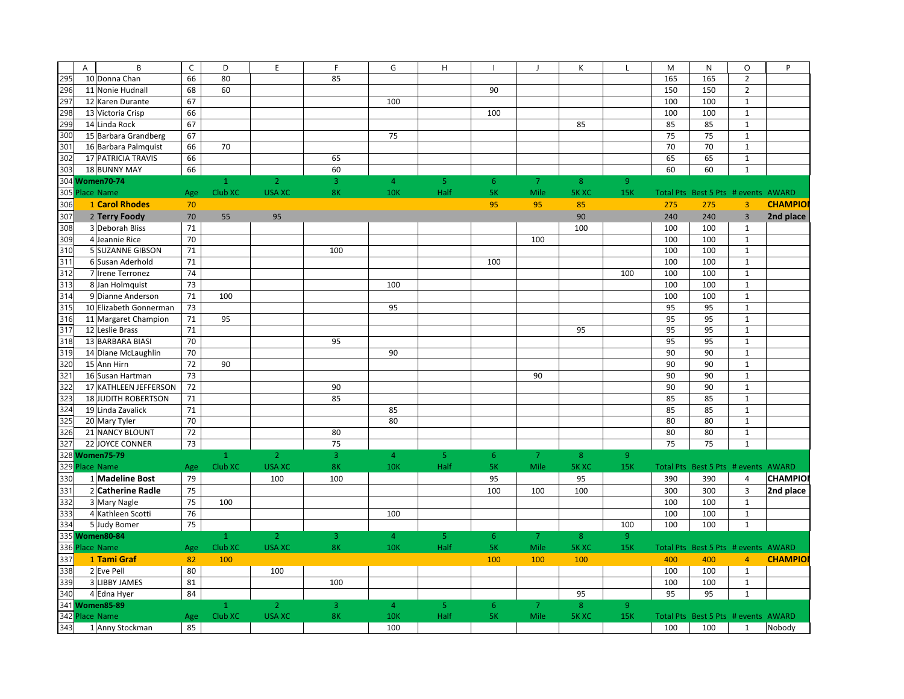| | A | B | C | D | E | F | G | H | I | J | K | L | M | N | O | P |
|---|---|---|---|---|---|---|---|---|---|---|---|---|---|---|---|---|
| 295 | 10 | Donna Chan | 66 | 80 | | 85 | | | | | | | 165 | 165 | 2 | |
| 296 | 11 | Nonie Hudnall | 68 | 60 | | | | | 90 | | | | 150 | 150 | 2 | |
| 297 | 12 | Karen Durante | 67 | | | | 100 | | | | | | 100 | 100 | 1 | |
| 298 | 13 | Victoria Crisp | 66 | | | | | | 100 | | | | 100 | 100 | 1 | |
| 299 | 14 | Linda Rock | 67 | | | | | | | | 85 | | 85 | 85 | 1 | |
| 300 | 15 | Barbara Grandberg | 67 | | | | 75 | | | | | | 75 | 75 | 1 | |
| 301 | 16 | Barbara Palmquist | 66 | 70 | | | | | | | | | 70 | 70 | 1 | |
| 302 | 17 | PATRICIA TRAVIS | 66 | | | 65 | | | | | | | 65 | 65 | 1 | |
| 303 | 18 | BUNNY MAY | 66 | | | 60 | | | | | | | 60 | 60 | 1 | |
| 304 | **Women70-74** | | | 1 | 2 | 3 | 4 | 5 | 6 | 7 | 8 | 9 | | | | |
| 305 | Place | Name | Age | Club XC | USA XC | 8K | 10K | Half | 5K | Mile | 5K XC | 15K | Total Pts | Best 5 Pts | # events | AWARD |
| 306 | 1 | **Carol Rhodes** | 70 | | | | | | 95 | 95 | 85 | | 275 | 275 | 3 | **CHAMPION** |
| 307 | 2 | **Terry Foody** | 70 | 55 | 95 | | | | | | 90 | | 240 | 240 | 3 | **2nd place** |
| 308 | 3 | Deborah Bliss | 71 | | | | | | | | 100 | | 100 | 100 | 1 | |
| 309 | 4 | Jeannie Rice | 70 | | | | | | | 100 | | | 100 | 100 | 1 | |
| 310 | 5 | SUZANNE GIBSON | 71 | | | 100 | | | | | | | 100 | 100 | 1 | |
| 311 | 6 | Susan Aderhold | 71 | | | | | | 100 | | | | 100 | 100 | 1 | |
| 312 | 7 | Irene Terronez | 74 | | | | | | | | | 100 | 100 | 100 | 1 | |
| 313 | 8 | Jan Holmquist | 73 | | | | 100 | | | | | | 100 | 100 | 1 | |
| 314 | 9 | Dianne Anderson | 71 | 100 | | | | | | | | | 100 | 100 | 1 | |
| 315 | 10 | Elizabeth Gonnerman | 73 | | | | 95 | | | | | | 95 | 95 | 1 | |
| 316 | 11 | Margaret Champion | 71 | 95 | | | | | | | | | 95 | 95 | 1 | |
| 317 | 12 | Leslie Brass | 71 | | | | | | | | 95 | | 95 | 95 | 1 | |
| 318 | 13 | BARBARA BIASI | 70 | | | 95 | | | | | | | 95 | 95 | 1 | |
| 319 | 14 | Diane McLaughlin | 70 | | | | 90 | | | | | | 90 | 90 | 1 | |
| 320 | 15 | Ann Hirn | 72 | 90 | | | | | | | | | 90 | 90 | 1 | |
| 321 | 16 | Susan Hartman | 73 | | | | | | | 90 | | | 90 | 90 | 1 | |
| 322 | 17 | KATHLEEN JEFFERSON | 72 | | | 90 | | | | | | | 90 | 90 | 1 | |
| 323 | 18 | JUDITH ROBERTSON | 71 | | | 85 | | | | | | | 85 | 85 | 1 | |
| 324 | 19 | Linda Zavalick | 71 | | | | 85 | | | | | | 85 | 85 | 1 | |
| 325 | 20 | Mary Tyler | 70 | | | | 80 | | | | | | 80 | 80 | 1 | |
| 326 | 21 | NANCY BLOUNT | 72 | | | 80 | | | | | | | 80 | 80 | 1 | |
| 327 | 22 | JOYCE CONNER | 73 | | | 75 | | | | | | | 75 | 75 | 1 | |
| 328 | **Women75-79** | | | 1 | 2 | 3 | 4 | 5 | 6 | 7 | 8 | 9 | | | | |
| 329 | Place | Name | Age | Club XC | USA XC | 8K | 10K | Half | 5K | Mile | 5K XC | 15K | Total Pts | Best 5 Pts | # events | AWARD |
| 330 | 1 | **Madeline Bost** | 79 | | 100 | 100 | | | 95 | | 95 | | 390 | 390 | 4 | **CHAMPION** |
| 331 | 2 | **Catherine Radle** | 75 | | | | | | 100 | 100 | 100 | | 300 | 300 | 3 | **2nd place** |
| 332 | 3 | Mary Nagle | 75 | 100 | | | | | | | | | 100 | 100 | 1 | |
| 333 | 4 | Kathleen Scotti | 76 | | | | 100 | | | | | | 100 | 100 | 1 | |
| 334 | 5 | Judy Bomer | 75 | | | | | | | | | 100 | 100 | 100 | 1 | |
| 335 | **Women80-84** | | | 1 | 2 | 3 | 4 | 5 | 6 | 7 | 8 | 9 | | | | |
| 336 | Place | Name | Age | Club XC | USA XC | 8K | 10K | Half | 5K | Mile | 5K XC | 15K | Total Pts | Best 5 Pts | # events | AWARD |
| 337 | 1 | **Tami Graf** | 82 | 100 | | | | | 100 | 100 | 100 | | 400 | 400 | 4 | **CHAMPION** |
| 338 | 2 | Eve Pell | 80 | | 100 | | | | | | | | 100 | 100 | 1 | |
| 339 | 3 | LIBBY JAMES | 81 | | | 100 | | | | | | | 100 | 100 | 1 | |
| 340 | 4 | Edna Hyer | 84 | | | | | | | | 95 | | 95 | 95 | 1 | |
| 341 | **Women85-89** | | | 1 | 2 | 3 | 4 | 5 | 6 | 7 | 8 | 9 | | | | |
| 342 | Place | Name | Age | Club XC | USA XC | 8K | 10K | Half | 5K | Mile | 5K XC | 15K | Total Pts | Best 5 Pts | # events | AWARD |
| 343 | 1 | Anny Stockman | 85 | | | | 100 | | | | | | 100 | 100 | 1 | Nobody |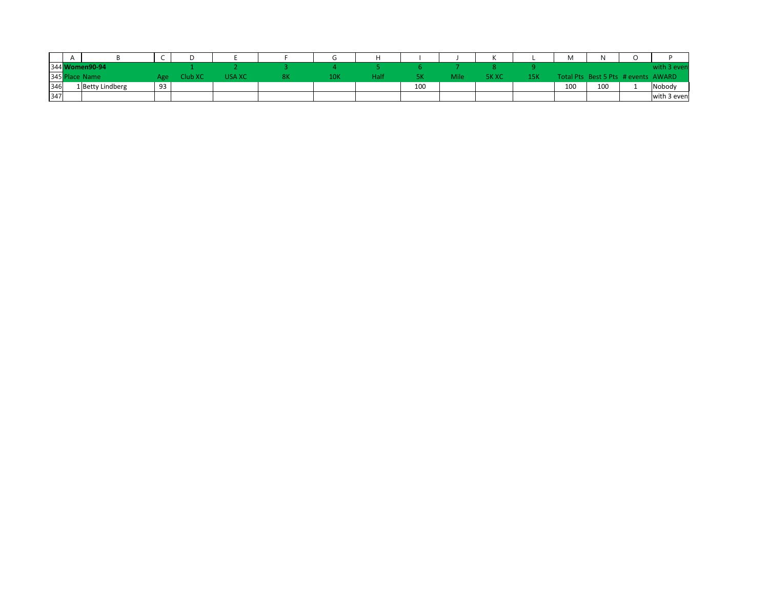| | A | B | C | D | E | F | G | H | I | J | K | L | M | N | O | P |
|---|---|---|---|---|---|---|---|---|---|---|---|---|---|---|---|---|
| 344 | **Women90-94** | | | 1 | 2 | 3 | 4 | 5 | 6 | 7 | 8 | 9 | | | | with 3 even |
| 345 | Place | Name | Age | Club XC | USA XC | 8K | 10K | Half | 5K | Mile | 5K XC | 15K | Total Pts | Best 5 Pts | # events | AWARD |
| 346 | 1 | Betty Lindberg | 93 | | | | | | 100 | | | | 100 | 100 | 1 | Nobody |
| 347 | | | | | | | | | | | | | | | | with 3 even |